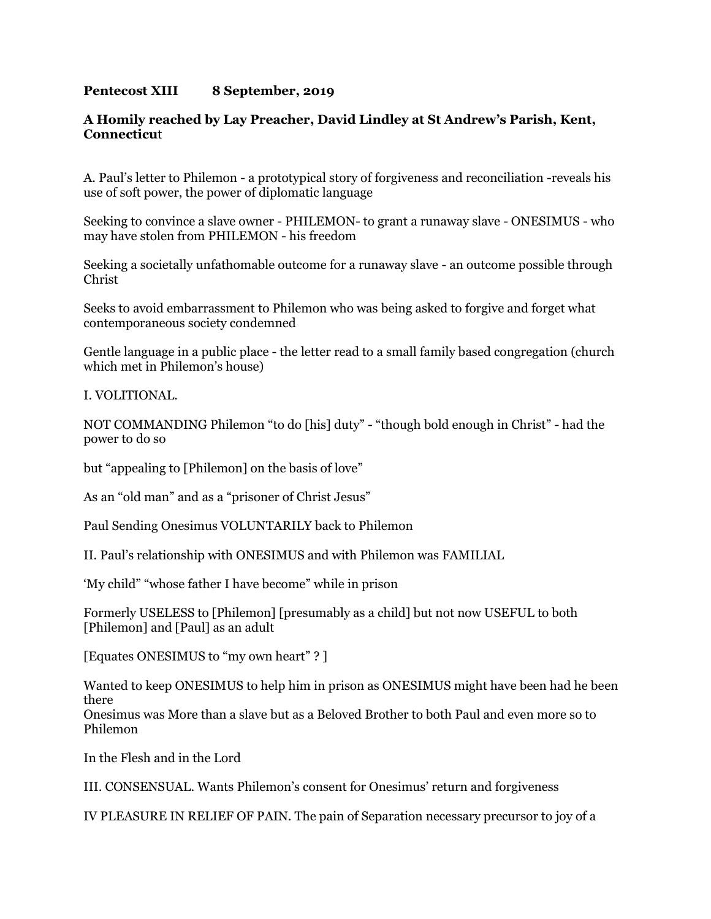**Pentecost XIII        8 September, 2019**

**A Homily reached by Lay Preacher, David Lindley at St Andrew's Parish, Kent, Connecticu**t

A. Paul's letter to Philemon - a prototypical story of forgiveness and reconciliation -reveals his use of soft power, the power of diplomatic language

Seeking to convince a slave owner - PHILEMON- to grant a runaway slave - ONESIMUS - who may have stolen from PHILEMON - his freedom

Seeking a societally unfathomable outcome for a runaway slave - an outcome possible through Christ

Seeks to avoid embarrassment to Philemon who was being asked to forgive and forget what contemporaneous society condemned

Gentle language in a public place - the letter read to a small family based congregation (church which met in Philemon's house)

I. VOLITIONAL.

NOT COMMANDING Philemon "to do [his] duty" - "though bold enough in Christ" - had the power to do so

but "appealing to [Philemon] on the basis of love"

As an "old man" and as a "prisoner of Christ Jesus"

Paul Sending Onesimus VOLUNTARILY back to Philemon

II. Paul's relationship with ONESIMUS and with Philemon was FAMILIAL

'My child" "whose father I have become" while in prison

Formerly USELESS to [Philemon] [presumably as a child] but not now USEFUL to both [Philemon] and [Paul] as an adult

[Equates ONESIMUS to "my own heart" ? ]

Wanted to keep ONESIMUS to help him in prison as ONESIMUS might have been had he been there
Onesimus was More than a slave but as a Beloved Brother to both Paul and even more so to Philemon

In the Flesh and in the Lord

III. CONSENSUAL. Wants Philemon's consent for Onesimus' return and forgiveness

IV PLEASURE IN RELIEF OF PAIN. The pain of Separation necessary precursor to joy of a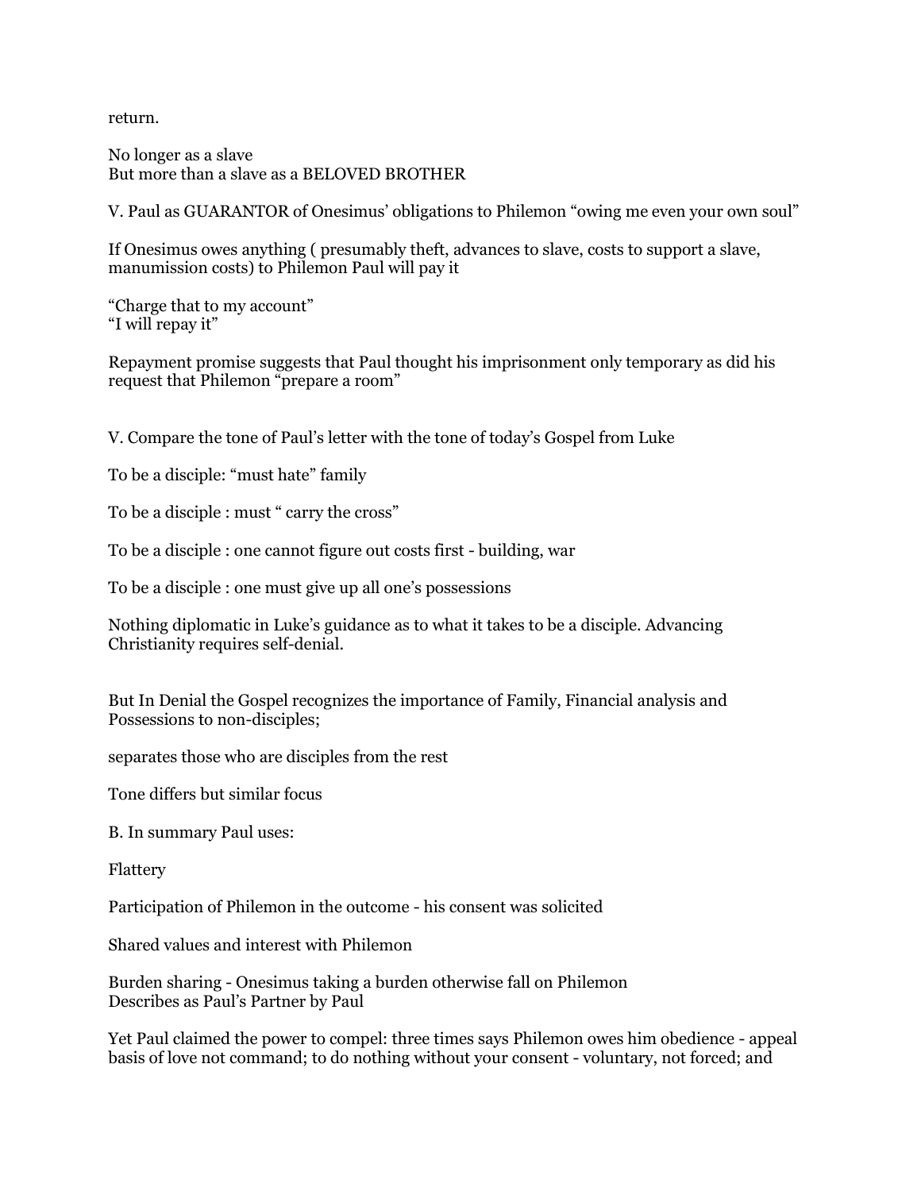return.

No longer as a slave
But more than a slave as a BELOVED BROTHER

V. Paul as GUARANTOR of Onesimus' obligations to Philemon "owing me even your own soul"

If Onesimus owes anything ( presumably theft, advances to slave, costs to support a slave, manumission costs) to Philemon Paul will pay it

"Charge that to my account"
"I will repay it"

Repayment promise suggests that Paul thought his imprisonment only temporary as did his request that Philemon "prepare a room"

V. Compare the tone of Paul's letter with the tone of today's Gospel from Luke

To be a disciple: "must hate" family

To be a disciple : must " carry the cross"

To be a disciple : one cannot figure out costs first - building, war

To be a disciple : one must give up all one's possessions

Nothing diplomatic in Luke's guidance as to what it takes to be a disciple. Advancing Christianity requires self-denial.

But In Denial the Gospel recognizes the importance of Family, Financial analysis and Possessions to non-disciples;

separates those who are disciples from the rest

Tone differs but similar focus

B. In summary Paul uses:

Flattery

Participation of Philemon in the outcome - his consent was solicited

Shared values and interest with Philemon

Burden sharing - Onesimus taking a burden otherwise fall on Philemon
Describes as Paul's Partner by Paul

Yet Paul claimed the power to compel: three times says Philemon owes him obedience - appeal basis of love not command; to do nothing without your consent - voluntary, not forced; and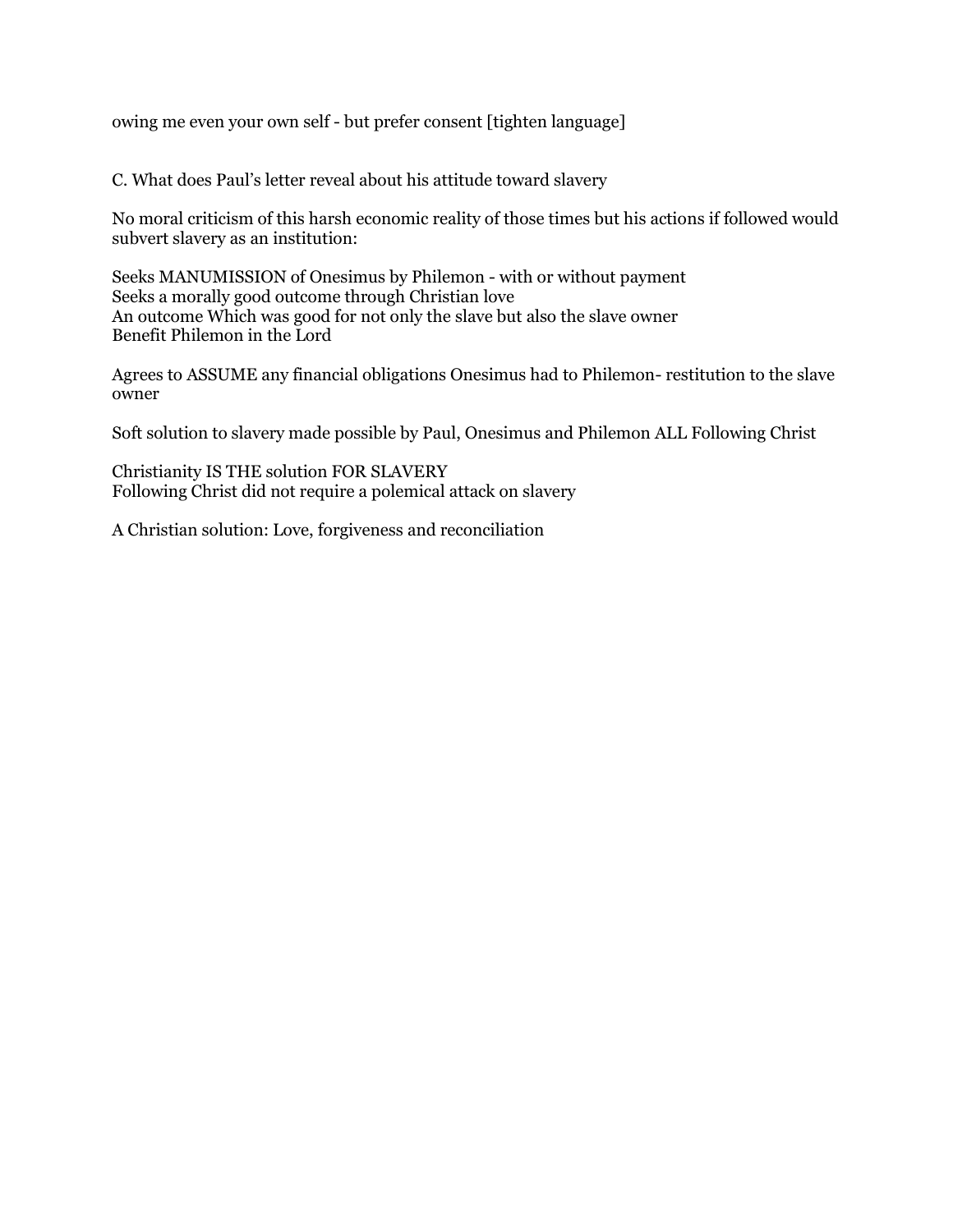owing me even your own self - but prefer consent [tighten language]

C. What does Paul's letter reveal about his attitude toward slavery

No moral criticism of this harsh economic reality of those times but his actions if followed would subvert slavery as an institution:

Seeks MANUMISSION of Onesimus by Philemon - with or without payment
Seeks a morally good outcome through Christian love
An outcome Which was good for not only the slave but also the slave owner
Benefit Philemon in the Lord

Agrees to ASSUME any financial obligations Onesimus had to Philemon- restitution to the slave owner

Soft solution to slavery made possible by Paul, Onesimus and Philemon ALL Following Christ

Christianity IS THE solution FOR SLAVERY
Following Christ did not require a polemical attack on slavery

A Christian solution: Love, forgiveness and reconciliation